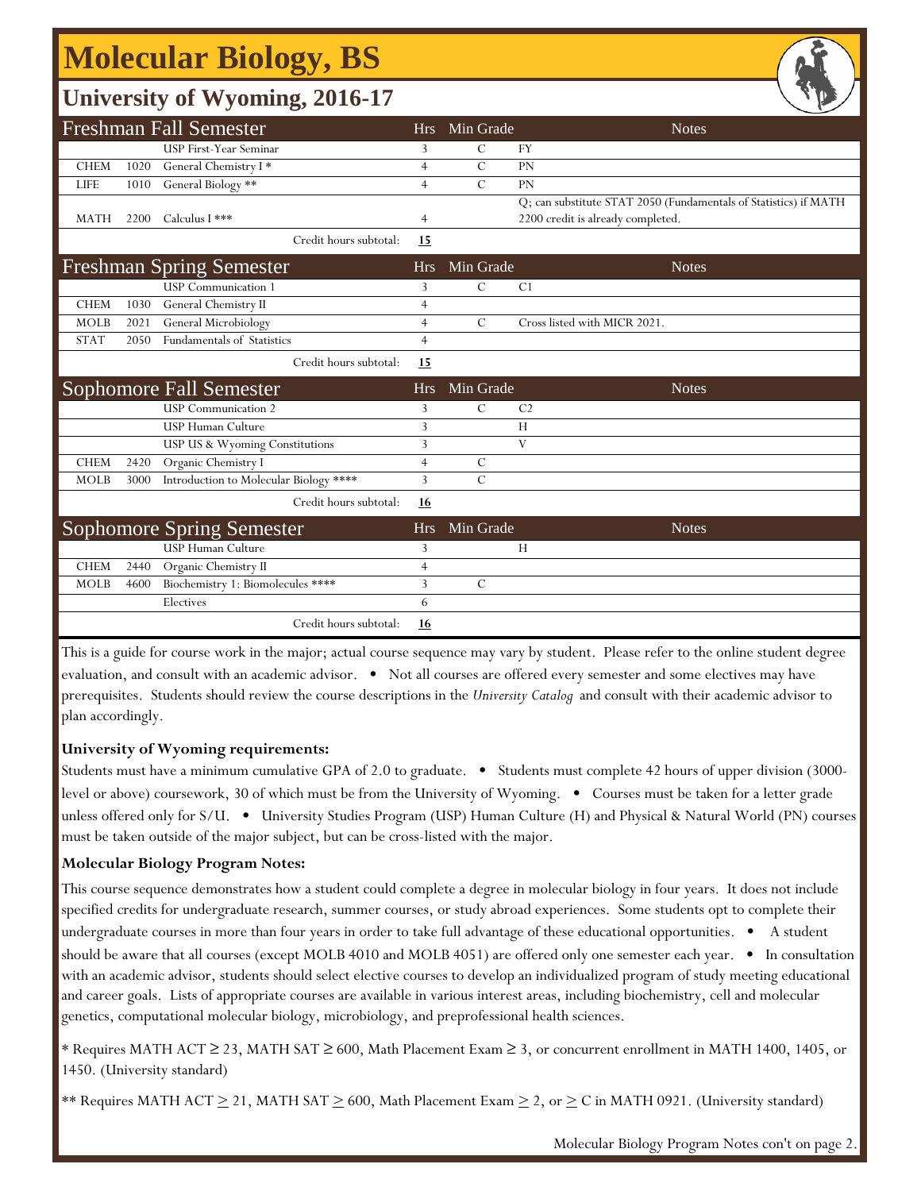# Molecular Biology, BS

## University of Wyoming, 2016-17

| Freshman Fall Semester | | | Hrs | Min Grade | Notes |
|---|---|---|---|---|---|
| | | USP First-Year Seminar | 3 | C | FY |
| CHEM | 1020 | General Chemistry I * | 4 | C | PN |
| LIFE | 1010 | General Biology ** | 4 | C | PN |
| MATH | 2200 | Calculus I *** | 4 | | Q; can substitute STAT 2050 (Fundamentals of Statistics) if MATH 2200 credit is already completed. |
| | | Credit hours subtotal: | **15** | | |

| Freshman Spring Semester | | | Hrs | Min Grade | Notes |
|---|---|---|---|---|---|
| | | USP Communication 1 | 3 | C | C1 |
| CHEM | 1030 | General Chemistry II | 4 | | |
| MOLB | 2021 | General Microbiology | 4 | C | Cross listed with MICR 2021. |
| STAT | 2050 | Fundamentals of Statistics | 4 | | |
| | | Credit hours subtotal: | **15** | | |

| Sophomore Fall Semester | | | Hrs | Min Grade | Notes |
|---|---|---|---|---|---|
| | | USP Communication 2 | 3 | C | C2 |
| | | USP Human Culture | 3 | | H |
| | | USP US & Wyoming Constitutions | 3 | | V |
| CHEM | 2420 | Organic Chemistry I | 4 | C | |
| MOLB | 3000 | Introduction to Molecular Biology **** | 3 | C | |
| | | Credit hours subtotal: | **16** | | |

| Sophomore Spring Semester | | | Hrs | Min Grade | Notes |
|---|---|---|---|---|---|
| | | USP Human Culture | 3 | | H |
| CHEM | 2440 | Organic Chemistry II | 4 | | |
| MOLB | 4600 | Biochemistry 1: Biomolecules **** | 3 | C | |
| | | Electives | 6 | | |
| | | Credit hours subtotal: | **16** | | |

This is a guide for course work in the major; actual course sequence may vary by student. Please refer to the online student degree evaluation, and consult with an academic advisor. • Not all courses are offered every semester and some electives may have prerequisites. Students should review the course descriptions in the *University Catalog* and consult with their academic advisor to plan accordingly.

**University of Wyoming requirements:**

Students must have a minimum cumulative GPA of 2.0 to graduate. • Students must complete 42 hours of upper division (3000-level or above) coursework, 30 of which must be from the University of Wyoming. • Courses must be taken for a letter grade unless offered only for S/U. • University Studies Program (USP) Human Culture (H) and Physical & Natural World (PN) courses must be taken outside of the major subject, but can be cross-listed with the major.

**Molecular Biology Program Notes:**

This course sequence demonstrates how a student could complete a degree in molecular biology in four years. It does not include specified credits for undergraduate research, summer courses, or study abroad experiences. Some students opt to complete their undergraduate courses in more than four years in order to take full advantage of these educational opportunities. • A student should be aware that all courses (except MOLB 4010 and MOLB 4051) are offered only one semester each year. • In consultation with an academic advisor, students should select elective courses to develop an individualized program of study meeting educational and career goals. Lists of appropriate courses are available in various interest areas, including biochemistry, cell and molecular genetics, computational molecular biology, microbiology, and preprofessional health sciences.

* Requires MATH ACT ≥ 23, MATH SAT ≥ 600, Math Placement Exam ≥ 3, or concurrent enrollment in MATH 1400, 1405, or 1450. (University standard)

** Requires MATH ACT ≥ 21, MATH SAT ≥ 600, Math Placement Exam ≥ 2, or ≥ C in MATH 0921. (University standard)

Molecular Biology Program Notes con't on page 2.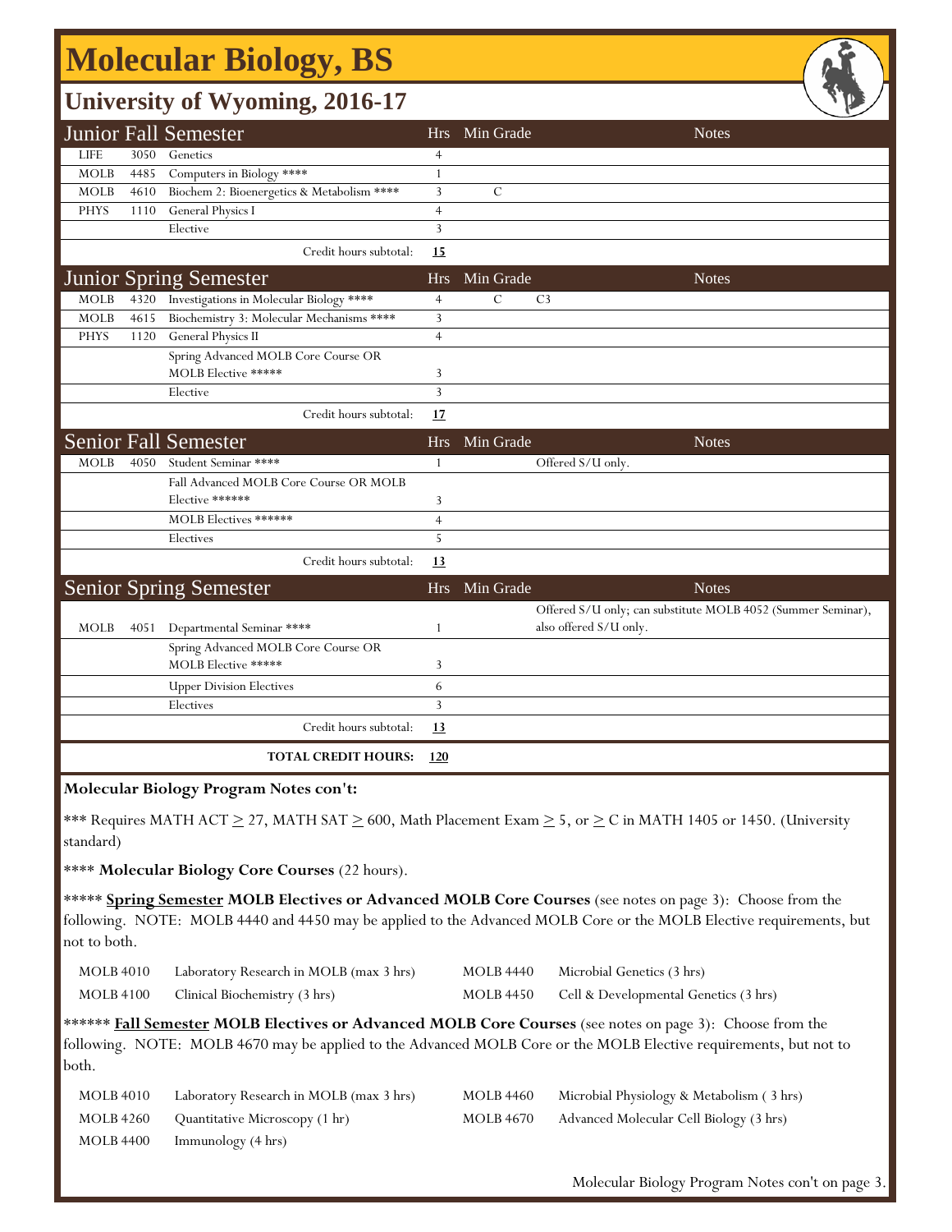# Molecular Biology, BS

## University of Wyoming, 2016-17

| Junior Fall Semester | | | Hrs | Min Grade | Notes |
|---|---|---|---|---|---|
| LIFE | 3050 | Genetics | 4 | | |
| MOLB | 4485 | Computers in Biology **** | 1 | | |
| MOLB | 4610 | Biochem 2: Bioenergetics & Metabolism **** | 3 | C | |
| PHYS | 1110 | General Physics I | 4 | | |
| | | Elective | 3 | | |
| | | Credit hours subtotal: | **15** | | |

| Junior Spring Semester | | | Hrs | Min Grade | Notes |
|---|---|---|---|---|---|
| MOLB | 4320 | Investigations in Molecular Biology **** | 4 | C | C3 |
| MOLB | 4615 | Biochemistry 3: Molecular Mechanisms **** | 3 | | |
| PHYS | 1120 | General Physics II | 4 | | |
| | | Spring Advanced MOLB Core Course OR MOLB Elective ***** | 3 | | |
| | | Elective | 3 | | |
| | | Credit hours subtotal: | **17** | | |

| Senior Fall Semester | | | Hrs | Min Grade | Notes |
|---|---|---|---|---|---|
| MOLB | 4050 | Student Seminar **** | 1 | | Offered S/U only. |
| | | Fall Advanced MOLB Core Course OR MOLB Elective ****** | 3 | | |
| | | MOLB Electives ****** | 4 | | |
| | | Electives | 5 | | |
| | | Credit hours subtotal: | **13** | | |

| Senior Spring Semester | | | Hrs | Min Grade | Notes |
|---|---|---|---|---|---|
| MOLB | 4051 | Departmental Seminar **** | 1 | | Offered S/U only; can substitute MOLB 4052 (Summer Seminar), also offered S/U only. |
| | | Spring Advanced MOLB Core Course OR MOLB Elective ***** | 3 | | |
| | | Upper Division Electives | 6 | | |
| | | Electives | 3 | | |
| | | Credit hours subtotal: | **13** | | |
| | | **TOTAL CREDIT HOURS:** | **120** | | |

**Molecular Biology Program Notes con't:**

*** Requires MATH ACT ≥ 27, MATH SAT ≥ 600, Math Placement Exam ≥ 5, or ≥ C in MATH 1405 or 1450. (University standard)

**** **Molecular Biology Core Courses** (22 hours).

***** **Spring Semester MOLB Electives or Advanced MOLB Core Courses** (see notes on page 3): Choose from the following. NOTE: MOLB 4440 and 4450 may be applied to the Advanced MOLB Core or the MOLB Elective requirements, but not to both.

| | | | |
|---|---|---|---|
| MOLB 4010 | Laboratory Research in MOLB (max 3 hrs) | MOLB 4440 | Microbial Genetics (3 hrs) |
| MOLB 4100 | Clinical Biochemistry (3 hrs) | MOLB 4450 | Cell & Developmental Genetics (3 hrs) |

****** **Fall Semester MOLB Electives or Advanced MOLB Core Courses** (see notes on page 3): Choose from the following. NOTE: MOLB 4670 may be applied to the Advanced MOLB Core or the MOLB Elective requirements, but not to both.

| | | | |
|---|---|---|---|
| MOLB 4010 | Laboratory Research in MOLB (max 3 hrs) | MOLB 4460 | Microbial Physiology & Metabolism ( 3 hrs) |
| MOLB 4260 | Quantitative Microscopy (1 hr) | MOLB 4670 | Advanced Molecular Cell Biology (3 hrs) |
| MOLB 4400 | Immunology (4 hrs) | | |

Molecular Biology Program Notes con't on page 3.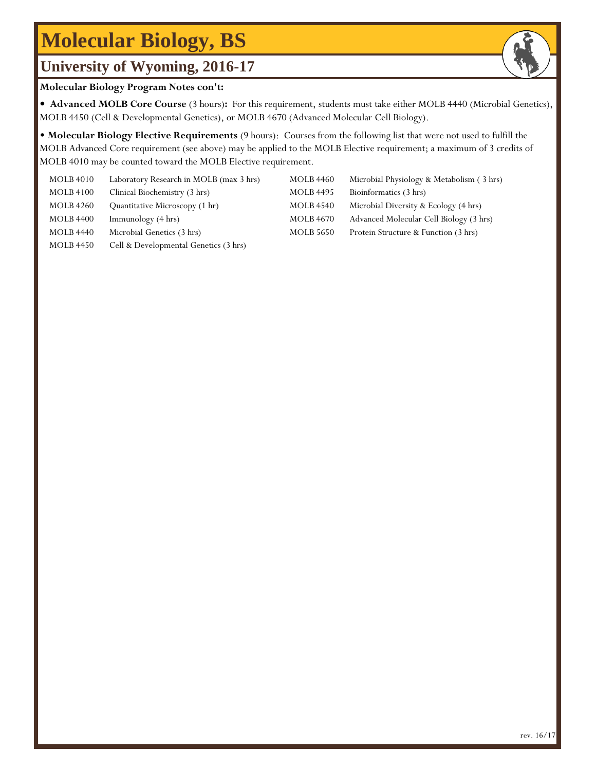# Molecular Biology, BS

## University of Wyoming, 2016-17

**Molecular Biology Program Notes con't:**

• **Advanced MOLB Core Course** (3 hours)**:** For this requirement, students must take either MOLB 4440 (Microbial Genetics), MOLB 4450 (Cell & Developmental Genetics), or MOLB 4670 (Advanced Molecular Cell Biology).

• **Molecular Biology Elective Requirements** (9 hours): Courses from the following list that were not used to fulfill the MOLB Advanced Core requirement (see above) may be applied to the MOLB Elective requirement; a maximum of 3 credits of MOLB 4010 may be counted toward the MOLB Elective requirement.

| | | | |
|---|---|---|---|
| MOLB 4010 | Laboratory Research in MOLB (max 3 hrs) | MOLB 4460 | Microbial Physiology & Metabolism ( 3 hrs) |
| MOLB 4100 | Clinical Biochemistry (3 hrs) | MOLB 4495 | Bioinformatics (3 hrs) |
| MOLB 4260 | Quantitative Microscopy (1 hr) | MOLB 4540 | Microbial Diversity & Ecology (4 hrs) |
| MOLB 4400 | Immunology (4 hrs) | MOLB 4670 | Advanced Molecular Cell Biology (3 hrs) |
| MOLB 4440 | Microbial Genetics (3 hrs) | MOLB 5650 | Protein Structure & Function (3 hrs) |
| MOLB 4450 | Cell & Developmental Genetics (3 hrs) | | |

rev. 16/17